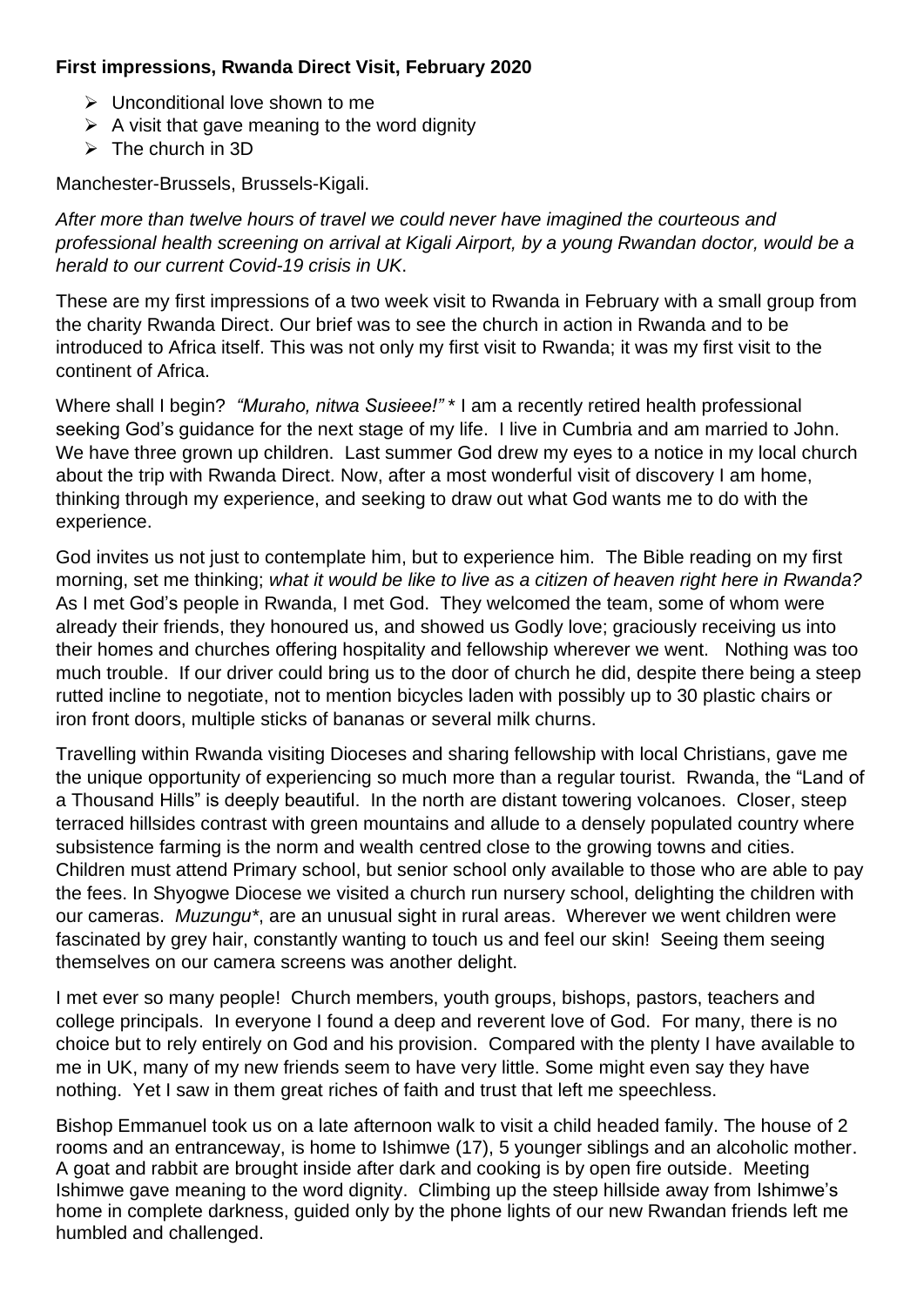**First impressions, Rwanda Direct Visit, February 2020**

- Unconditional love shown to me
- A visit that gave meaning to the word dignity
- The church in 3D

Manchester-Brussels, Brussels-Kigali.

*After more than twelve hours of travel we could never have imagined the courteous and professional health screening on arrival at Kigali Airport, by a young Rwandan doctor, would be a herald to our current Covid-19 crisis in UK*.

These are my first impressions of a two week visit to Rwanda in February with a small group from the charity Rwanda Direct. Our brief was to see the church in action in Rwanda and to be introduced to Africa itself. This was not only my first visit to Rwanda; it was my first visit to the continent of Africa.

Where shall I begin? *"Muraho, nitwa Susieee!"* * I am a recently retired health professional seeking God's guidance for the next stage of my life. I live in Cumbria and am married to John. We have three grown up children. Last summer God drew my eyes to a notice in my local church about the trip with Rwanda Direct. Now, after a most wonderful visit of discovery I am home, thinking through my experience, and seeking to draw out what God wants me to do with the experience.

God invites us not just to contemplate him, but to experience him. The Bible reading on my first morning, set me thinking; *what it would be like to live as a citizen of heaven right here in Rwanda?* As I met God's people in Rwanda, I met God. They welcomed the team, some of whom were already their friends, they honoured us, and showed us Godly love; graciously receiving us into their homes and churches offering hospitality and fellowship wherever we went. Nothing was too much trouble. If our driver could bring us to the door of church he did, despite there being a steep rutted incline to negotiate, not to mention bicycles laden with possibly up to 30 plastic chairs or iron front doors, multiple sticks of bananas or several milk churns.

Travelling within Rwanda visiting Dioceses and sharing fellowship with local Christians, gave me the unique opportunity of experiencing so much more than a regular tourist. Rwanda, the "Land of a Thousand Hills" is deeply beautiful. In the north are distant towering volcanoes. Closer, steep terraced hillsides contrast with green mountains and allude to a densely populated country where subsistence farming is the norm and wealth centred close to the growing towns and cities. Children must attend Primary school, but senior school only available to those who are able to pay the fees. In Shyogwe Diocese we visited a church run nursery school, delighting the children with our cameras. *Muzungu**, are an unusual sight in rural areas. Wherever we went children were fascinated by grey hair, constantly wanting to touch us and feel our skin! Seeing them seeing themselves on our camera screens was another delight.

I met ever so many people! Church members, youth groups, bishops, pastors, teachers and college principals. In everyone I found a deep and reverent love of God. For many, there is no choice but to rely entirely on God and his provision. Compared with the plenty I have available to me in UK, many of my new friends seem to have very little. Some might even say they have nothing. Yet I saw in them great riches of faith and trust that left me speechless.

Bishop Emmanuel took us on a late afternoon walk to visit a child headed family. The house of 2 rooms and an entranceway, is home to Ishimwe (17), 5 younger siblings and an alcoholic mother. A goat and rabbit are brought inside after dark and cooking is by open fire outside. Meeting Ishimwe gave meaning to the word dignity. Climbing up the steep hillside away from Ishimwe's home in complete darkness, guided only by the phone lights of our new Rwandan friends left me humbled and challenged.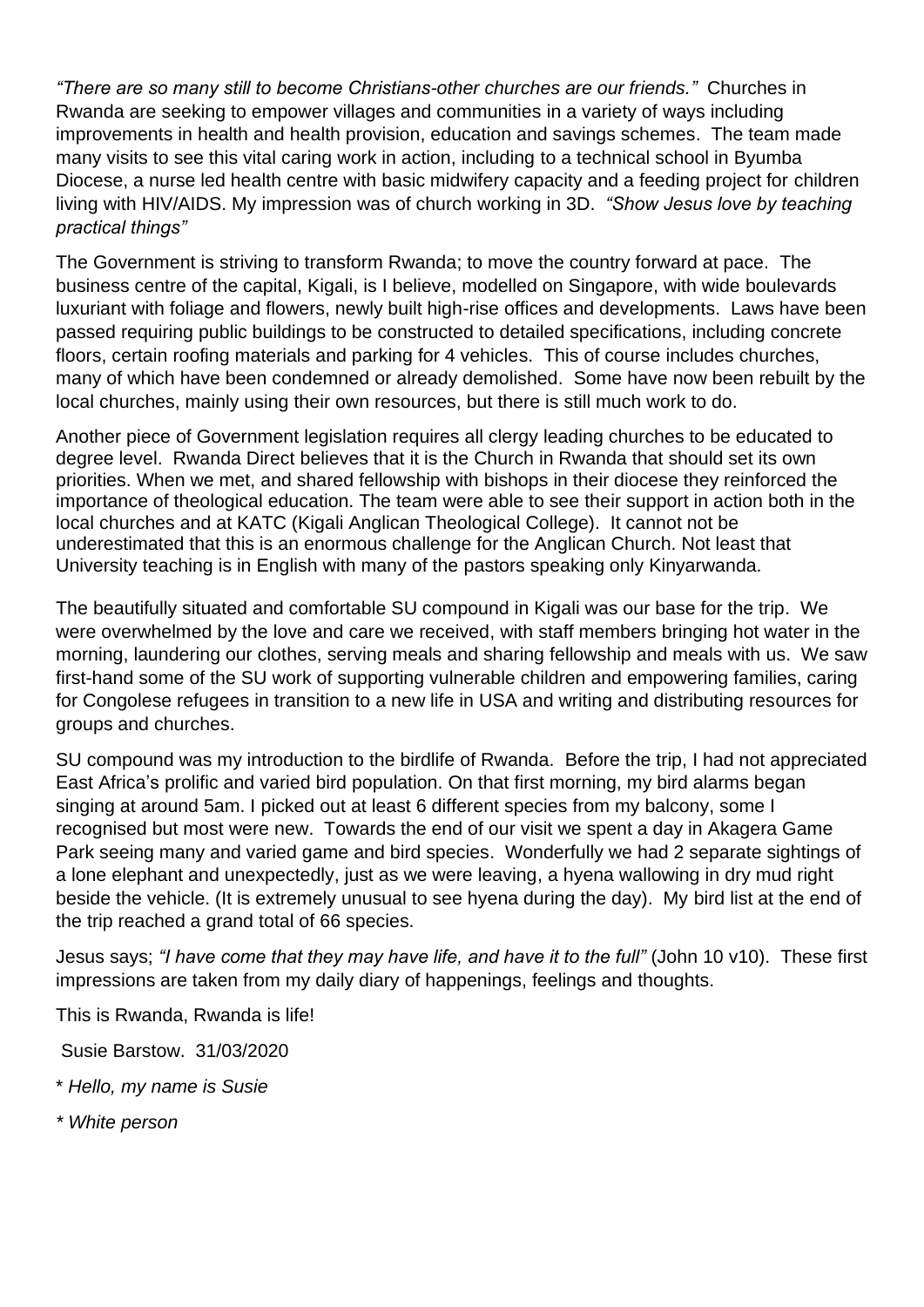*"There are so many still to become Christians-other churches are our friends."* Churches in Rwanda are seeking to empower villages and communities in a variety of ways including improvements in health and health provision, education and savings schemes. The team made many visits to see this vital caring work in action, including to a technical school in Byumba Diocese, a nurse led health centre with basic midwifery capacity and a feeding project for children living with HIV/AIDS. My impression was of church working in 3D. *"Show Jesus love by teaching practical things"*

The Government is striving to transform Rwanda; to move the country forward at pace. The business centre of the capital, Kigali, is I believe, modelled on Singapore, with wide boulevards luxuriant with foliage and flowers, newly built high-rise offices and developments. Laws have been passed requiring public buildings to be constructed to detailed specifications, including concrete floors, certain roofing materials and parking for 4 vehicles. This of course includes churches, many of which have been condemned or already demolished. Some have now been rebuilt by the local churches, mainly using their own resources, but there is still much work to do.

Another piece of Government legislation requires all clergy leading churches to be educated to degree level. Rwanda Direct believes that it is the Church in Rwanda that should set its own priorities. When we met, and shared fellowship with bishops in their diocese they reinforced the importance of theological education. The team were able to see their support in action both in the local churches and at KATC (Kigali Anglican Theological College). It cannot not be underestimated that this is an enormous challenge for the Anglican Church. Not least that University teaching is in English with many of the pastors speaking only Kinyarwanda.

The beautifully situated and comfortable SU compound in Kigali was our base for the trip. We were overwhelmed by the love and care we received, with staff members bringing hot water in the morning, laundering our clothes, serving meals and sharing fellowship and meals with us. We saw first-hand some of the SU work of supporting vulnerable children and empowering families, caring for Congolese refugees in transition to a new life in USA and writing and distributing resources for groups and churches.

SU compound was my introduction to the birdlife of Rwanda. Before the trip, I had not appreciated East Africa's prolific and varied bird population. On that first morning, my bird alarms began singing at around 5am. I picked out at least 6 different species from my balcony, some I recognised but most were new. Towards the end of our visit we spent a day in Akagera Game Park seeing many and varied game and bird species. Wonderfully we had 2 separate sightings of a lone elephant and unexpectedly, just as we were leaving, a hyena wallowing in dry mud right beside the vehicle. (It is extremely unusual to see hyena during the day). My bird list at the end of the trip reached a grand total of 66 species.

Jesus says; *"I have come that they may have life, and have it to the full"* (John 10 v10). These first impressions are taken from my daily diary of happenings, feelings and thoughts.

This is Rwanda, Rwanda is life!

Susie Barstow. 31/03/2020

\* *Hello, my name is Susie*

\* *White person*